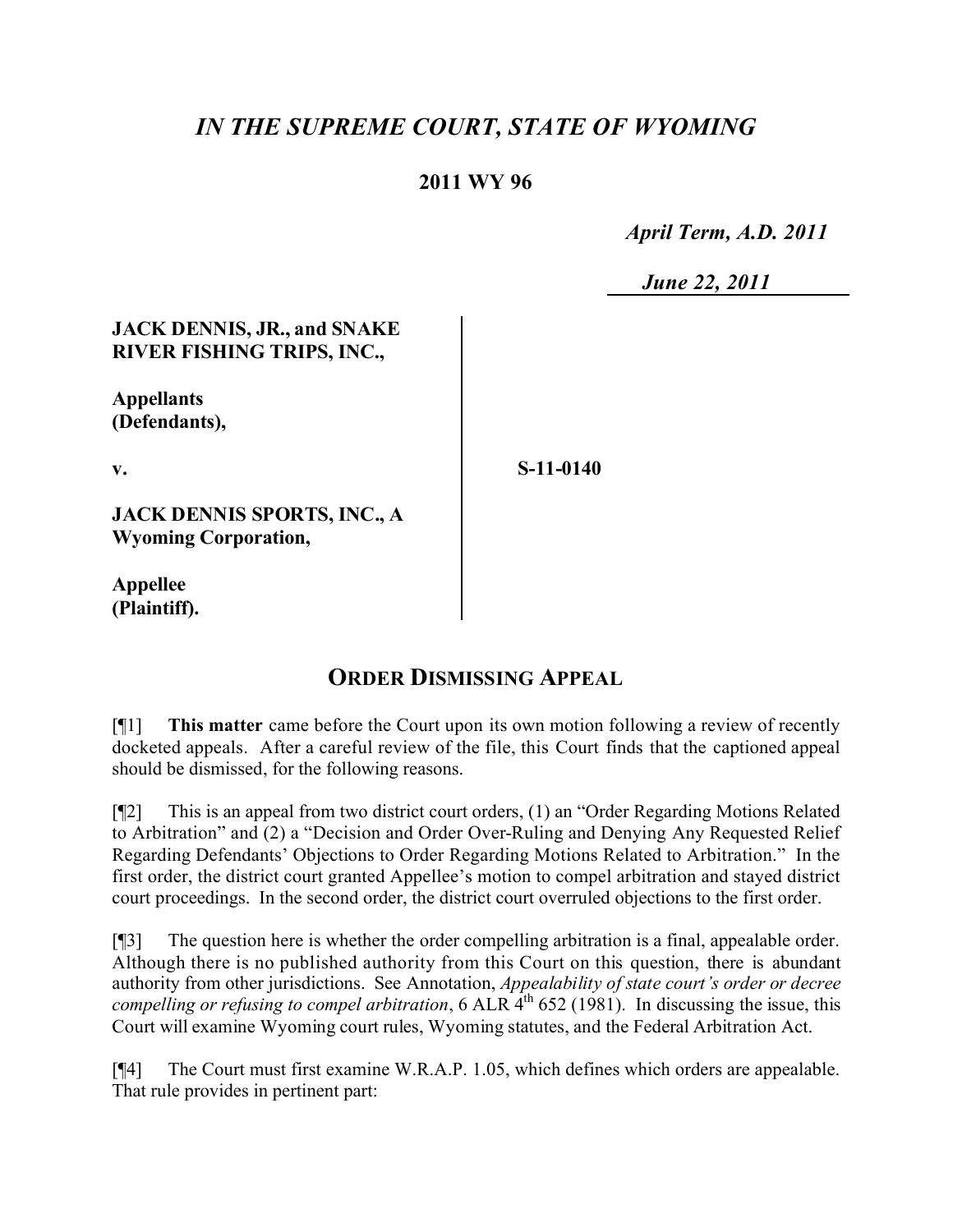# *IN THE SUPREME COURT, STATE OF WYOMING*

## 2011 WY 96

*April Term, A.D. 2011*

*June 22, 2011*

**JACK DENNIS, JR., and SNAKE RIVER FISHING TRIPS, INC.,**

**Appellants (Defendants),**

**v.** **S-11-0140**

**JACK DENNIS SPORTS, INC., A Wyoming Corporation,**

**Appellee (Plaintiff).**

## ORDER DISMISSING APPEAL

[¶1] **This matter** came before the Court upon its own motion following a review of recently docketed appeals. After a careful review of the file, this Court finds that the captioned appeal should be dismissed, for the following reasons.

[¶2] This is an appeal from two district court orders, (1) an "Order Regarding Motions Related to Arbitration" and (2) a "Decision and Order Over-Ruling and Denying Any Requested Relief Regarding Defendants' Objections to Order Regarding Motions Related to Arbitration." In the first order, the district court granted Appellee's motion to compel arbitration and stayed district court proceedings. In the second order, the district court overruled objections to the first order.

[¶3] The question here is whether the order compelling arbitration is a final, appealable order. Although there is no published authority from this Court on this question, there is abundant authority from other jurisdictions. See Annotation, *Appealability of state court's order or decree compelling or refusing to compel arbitration*, 6 ALR 4th 652 (1981). In discussing the issue, this Court will examine Wyoming court rules, Wyoming statutes, and the Federal Arbitration Act.

[¶4] The Court must first examine W.R.A.P. 1.05, which defines which orders are appealable. That rule provides in pertinent part: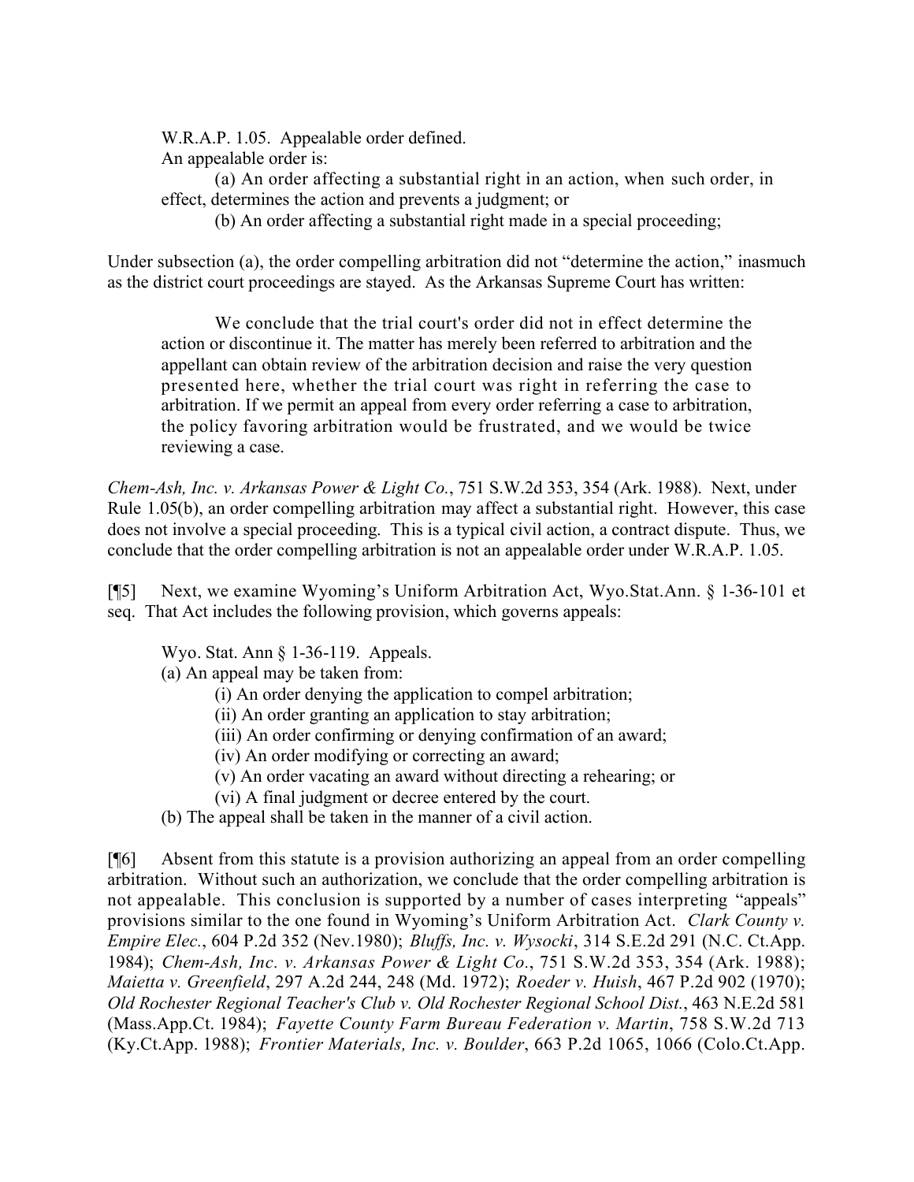W.R.A.P. 1.05. Appealable order defined.

An appealable order is:

(a) An order affecting a substantial right in an action, when such order, in effect, determines the action and prevents a judgment; or

(b) An order affecting a substantial right made in a special proceeding;

Under subsection (a), the order compelling arbitration did not "determine the action," inasmuch as the district court proceedings are stayed. As the Arkansas Supreme Court has written:

> We conclude that the trial court's order did not in effect determine the action or discontinue it. The matter has merely been referred to arbitration and the appellant can obtain review of the arbitration decision and raise the very question presented here, whether the trial court was right in referring the case to arbitration. If we permit an appeal from every order referring a case to arbitration, the policy favoring arbitration would be frustrated, and we would be twice reviewing a case.

*Chem-Ash, Inc. v. Arkansas Power & Light Co.*, 751 S.W.2d 353, 354 (Ark. 1988). Next, under Rule 1.05(b), an order compelling arbitration may affect a substantial right. However, this case does not involve a special proceeding. This is a typical civil action, a contract dispute. Thus, we conclude that the order compelling arbitration is not an appealable order under W.R.A.P. 1.05.

[¶5] Next, we examine Wyoming's Uniform Arbitration Act, Wyo.Stat.Ann. § 1-36-101 et seq. That Act includes the following provision, which governs appeals:

Wyo. Stat. Ann § 1-36-119. Appeals.

(a) An appeal may be taken from:

(i) An order denying the application to compel arbitration;

(ii) An order granting an application to stay arbitration;

(iii) An order confirming or denying confirmation of an award;

(iv) An order modifying or correcting an award;

(v) An order vacating an award without directing a rehearing; or

(vi) A final judgment or decree entered by the court.

(b) The appeal shall be taken in the manner of a civil action.

[¶6] Absent from this statute is a provision authorizing an appeal from an order compelling arbitration. Without such an authorization, we conclude that the order compelling arbitration is not appealable. This conclusion is supported by a number of cases interpreting "appeals" provisions similar to the one found in Wyoming's Uniform Arbitration Act. *Clark County v. Empire Elec.*, 604 P.2d 352 (Nev.1980); *Bluffs, Inc. v. Wysocki*, 314 S.E.2d 291 (N.C. Ct.App. 1984); *Chem-Ash, Inc. v. Arkansas Power & Light Co.*, 751 S.W.2d 353, 354 (Ark. 1988); *Maietta v. Greenfield*, 297 A.2d 244, 248 (Md. 1972); *Roeder v. Huish*, 467 P.2d 902 (1970); *Old Rochester Regional Teacher's Club v. Old Rochester Regional School Dist.*, 463 N.E.2d 581 (Mass.App.Ct. 1984); *Fayette County Farm Bureau Federation v. Martin*, 758 S.W.2d 713 (Ky.Ct.App. 1988); *Frontier Materials, Inc. v. Boulder*, 663 P.2d 1065, 1066 (Colo.Ct.App.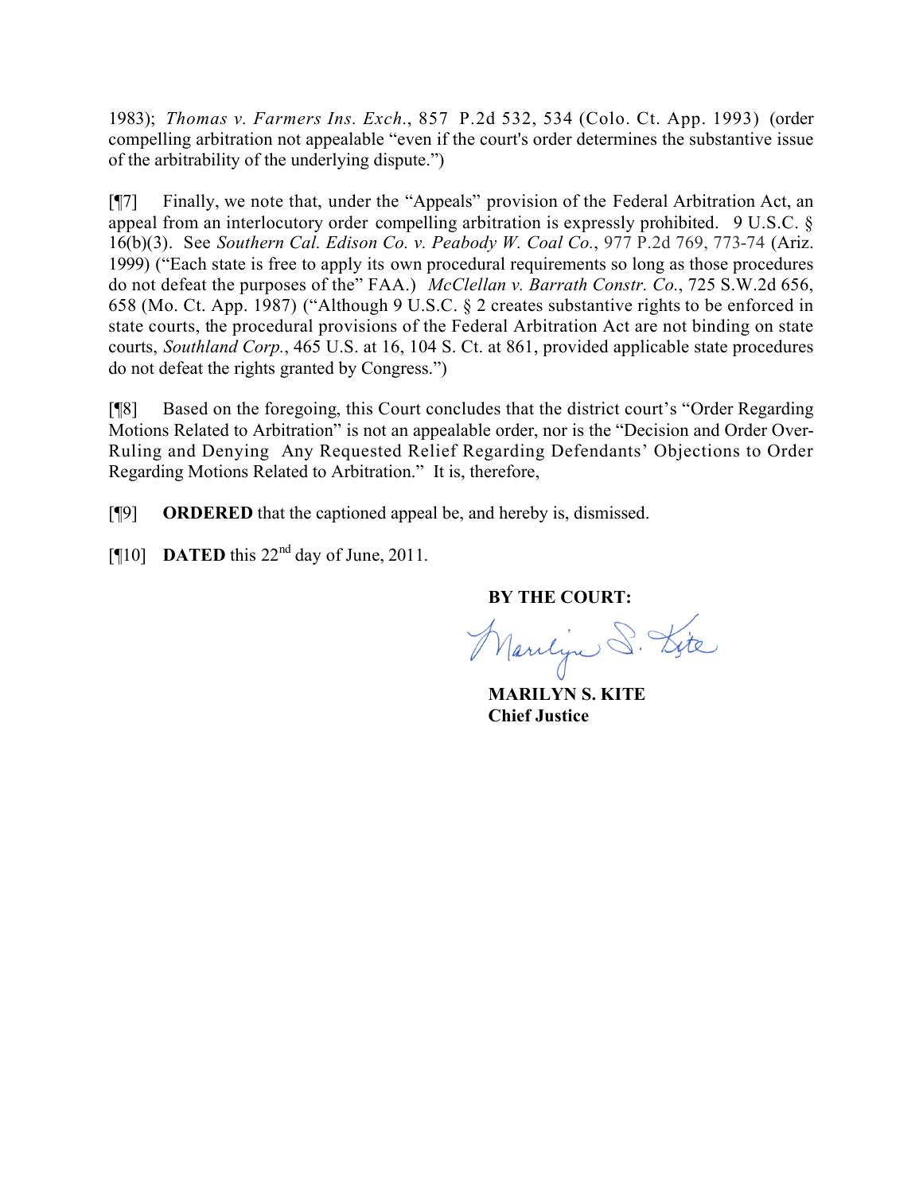1983); *Thomas v. Farmers Ins. Exch.*, 857 P.2d 532, 534 (Colo. Ct. App. 1993) (order compelling arbitration not appealable "even if the court's order determines the substantive issue of the arbitrability of the underlying dispute.")

[¶7] Finally, we note that, under the "Appeals" provision of the Federal Arbitration Act, an appeal from an interlocutory order compelling arbitration is expressly prohibited. 9 U.S.C. § 16(b)(3). See *Southern Cal. Edison Co. v. Peabody W. Coal Co.*, 977 P.2d 769, 773-74 (Ariz. 1999) ("Each state is free to apply its own procedural requirements so long as those procedures do not defeat the purposes of the" FAA.) *McClellan v. Barrath Constr. Co.*, 725 S.W.2d 656, 658 (Mo. Ct. App. 1987) ("Although 9 U.S.C. § 2 creates substantive rights to be enforced in state courts, the procedural provisions of the Federal Arbitration Act are not binding on state courts, *Southland Corp.*, 465 U.S. at 16, 104 S. Ct. at 861, provided applicable state procedures do not defeat the rights granted by Congress.")

[¶8] Based on the foregoing, this Court concludes that the district court's "Order Regarding Motions Related to Arbitration" is not an appealable order, nor is the "Decision and Order Over-Ruling and Denying Any Requested Relief Regarding Defendants' Objections to Order Regarding Motions Related to Arbitration." It is, therefore,

[¶9] **ORDERED** that the captioned appeal be, and hereby is, dismissed.

[¶10] **DATED** this 22nd day of June, 2011.

**BY THE COURT:**

Marilyn S. Kite

**MARILYN S. KITE**
**Chief Justice**